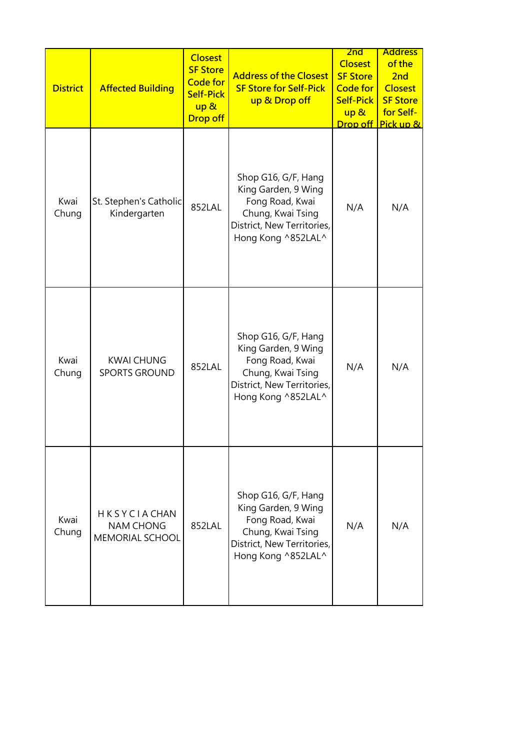| District | Affected Building | Closest SF Store Code for Self-Pick up & Drop off | Address of the Closest SF Store for Self-Pick up & Drop off | 2nd Closest SF Store Code for Self-Pick up & Drop off | Address of the 2nd Closest SF Store for Self-Pick up & |
|---|---|---|---|---|---|
| Kwai Chung | St. Stephen's Catholic Kindergarten | 852LAL | Shop G16, G/F, Hang King Garden, 9 Wing Fong Road, Kwai Chung, Kwai Tsing District, New Territories, Hong Kong ^852LAL^ | N/A | N/A |
| Kwai Chung | KWAI CHUNG SPORTS GROUND | 852LAL | Shop G16, G/F, Hang King Garden, 9 Wing Fong Road, Kwai Chung, Kwai Tsing District, New Territories, Hong Kong ^852LAL^ | N/A | N/A |
| Kwai Chung | H K S Y C I A CHAN NAM CHONG MEMORIAL SCHOOL | 852LAL | Shop G16, G/F, Hang King Garden, 9 Wing Fong Road, Kwai Chung, Kwai Tsing District, New Territories, Hong Kong ^852LAL^ | N/A | N/A |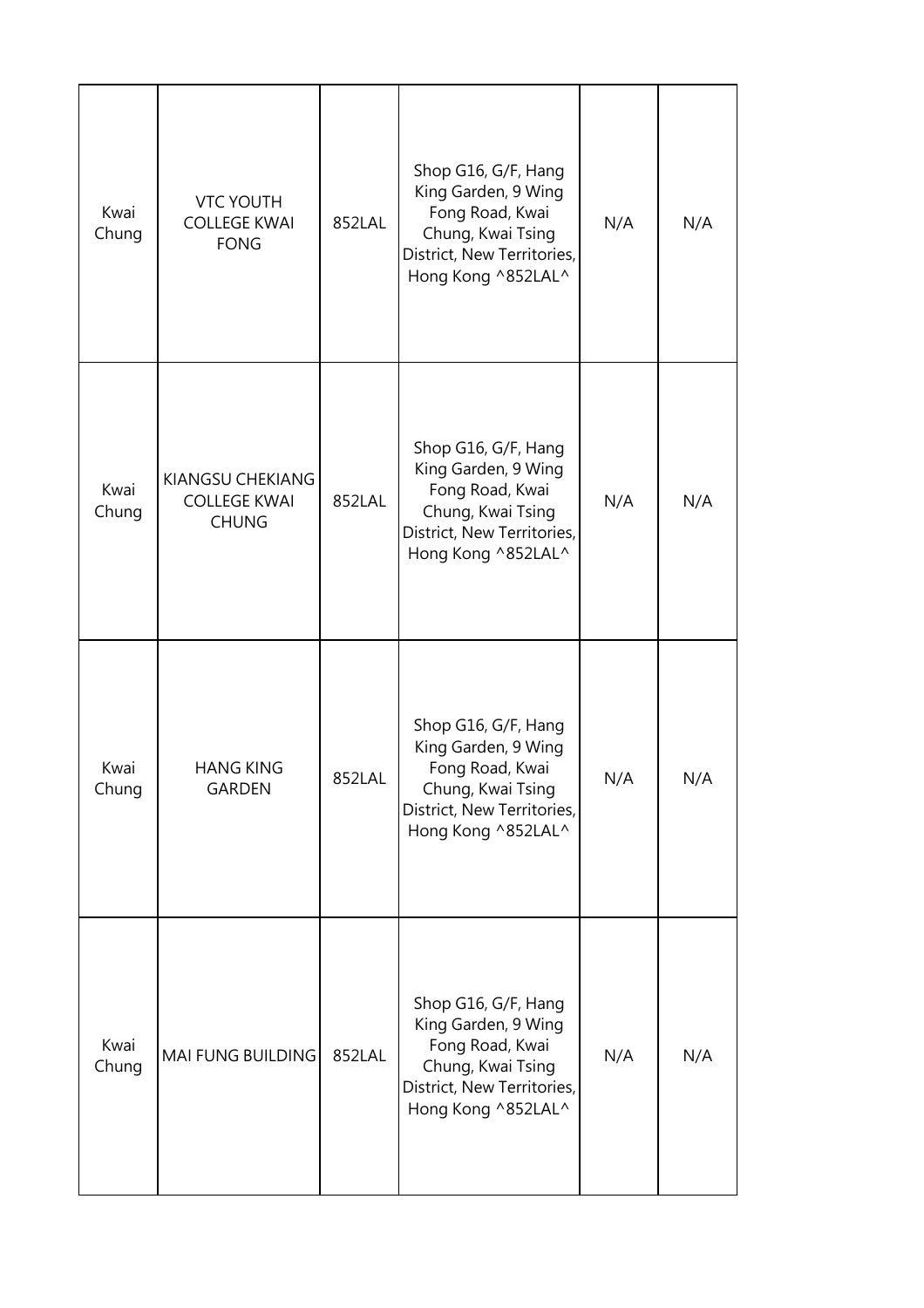| | | | | | |
|---|---|---|---|---|---|
| Kwai Chung | VTC YOUTH COLLEGE KWAI FONG | 852LAL | Shop G16, G/F, Hang King Garden, 9 Wing Fong Road, Kwai Chung, Kwai Tsing District, New Territories, Hong Kong ^852LAL^ | N/A | N/A |
| Kwai Chung | KIANGSU CHEKIANG COLLEGE KWAI CHUNG | 852LAL | Shop G16, G/F, Hang King Garden, 9 Wing Fong Road, Kwai Chung, Kwai Tsing District, New Territories, Hong Kong ^852LAL^ | N/A | N/A |
| Kwai Chung | HANG KING GARDEN | 852LAL | Shop G16, G/F, Hang King Garden, 9 Wing Fong Road, Kwai Chung, Kwai Tsing District, New Territories, Hong Kong ^852LAL^ | N/A | N/A |
| Kwai Chung | MAI FUNG BUILDING | 852LAL | Shop G16, G/F, Hang King Garden, 9 Wing Fong Road, Kwai Chung, Kwai Tsing District, New Territories, Hong Kong ^852LAL^ | N/A | N/A |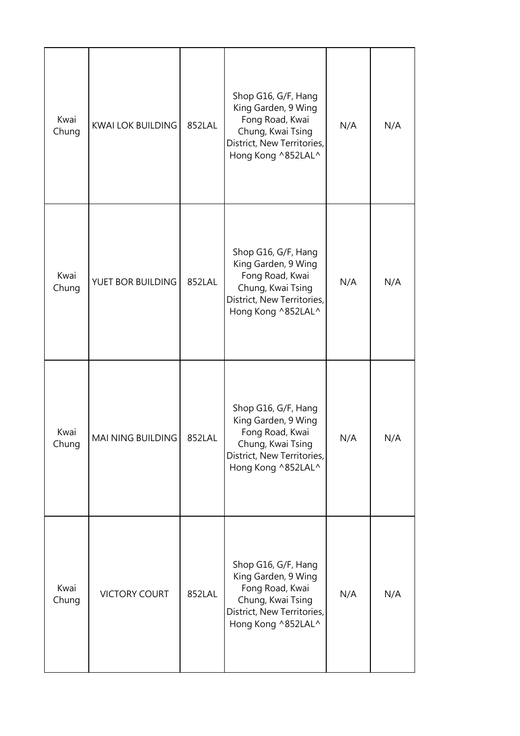| | | | | | |
|---|---|---|---|---|---|
| Kwai Chung | KWAI LOK BUILDING | 852LAL | Shop G16, G/F, Hang King Garden, 9 Wing Fong Road, Kwai Chung, Kwai Tsing District, New Territories, Hong Kong ^852LAL^ | N/A | N/A |
| Kwai Chung | YUET BOR BUILDING | 852LAL | Shop G16, G/F, Hang King Garden, 9 Wing Fong Road, Kwai Chung, Kwai Tsing District, New Territories, Hong Kong ^852LAL^ | N/A | N/A |
| Kwai Chung | MAI NING BUILDING | 852LAL | Shop G16, G/F, Hang King Garden, 9 Wing Fong Road, Kwai Chung, Kwai Tsing District, New Territories, Hong Kong ^852LAL^ | N/A | N/A |
| Kwai Chung | VICTORY COURT | 852LAL | Shop G16, G/F, Hang King Garden, 9 Wing Fong Road, Kwai Chung, Kwai Tsing District, New Territories, Hong Kong ^852LAL^ | N/A | N/A |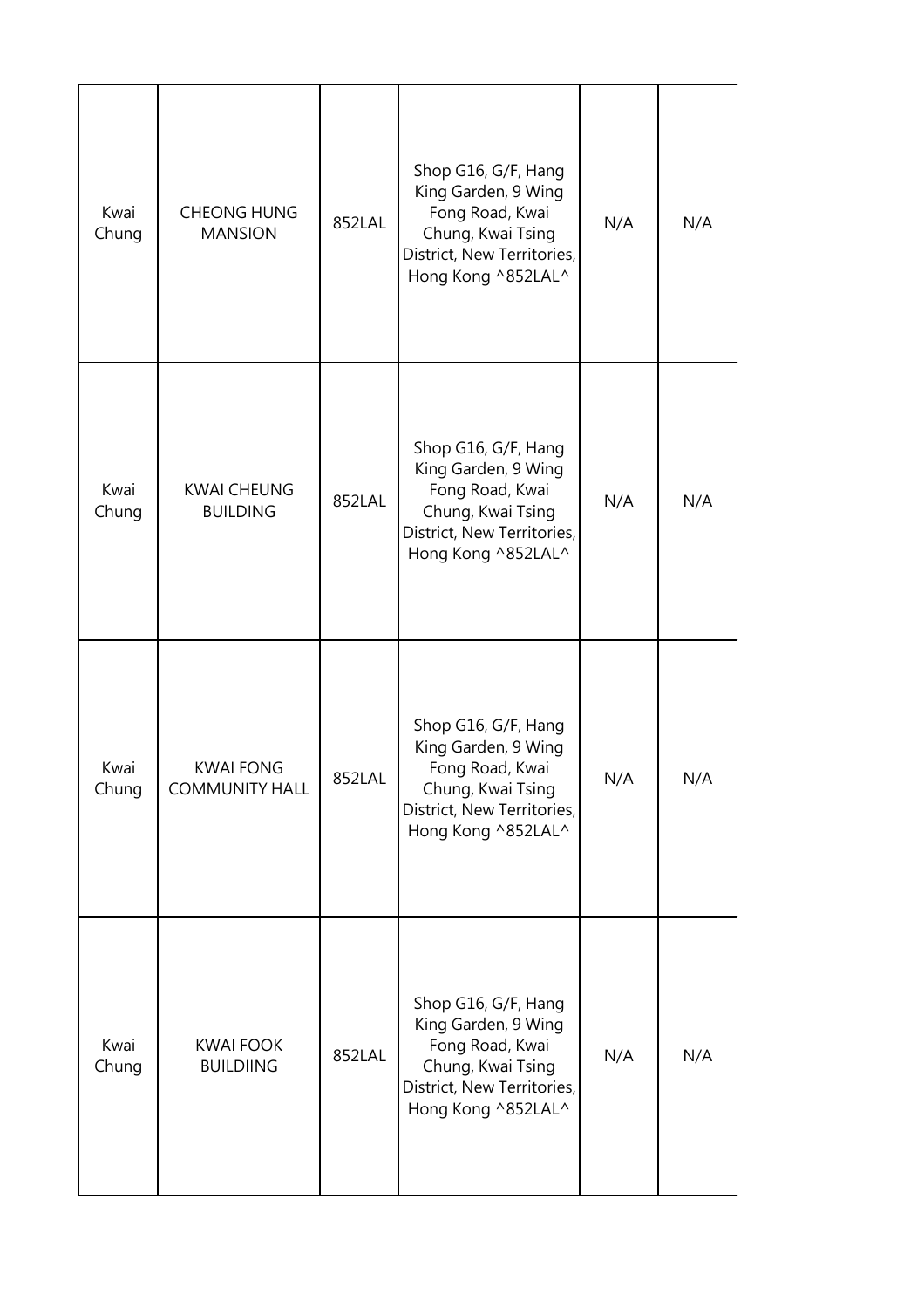| Kwai Chung | CHEONG HUNG MANSION | 852LAL | Shop G16, G/F, Hang King Garden, 9 Wing Fong Road, Kwai Chung, Kwai Tsing District, New Territories, Hong Kong ^852LAL^ | N/A | N/A |
|---|---|---|---|---|---|
| Kwai Chung | KWAI CHEUNG BUILDING | 852LAL | Shop G16, G/F, Hang King Garden, 9 Wing Fong Road, Kwai Chung, Kwai Tsing District, New Territories, Hong Kong ^852LAL^ | N/A | N/A |
| Kwai Chung | KWAI FONG COMMUNITY HALL | 852LAL | Shop G16, G/F, Hang King Garden, 9 Wing Fong Road, Kwai Chung, Kwai Tsing District, New Territories, Hong Kong ^852LAL^ | N/A | N/A |
| Kwai Chung | KWAI FOOK BUILDIING | 852LAL | Shop G16, G/F, Hang King Garden, 9 Wing Fong Road, Kwai Chung, Kwai Tsing District, New Territories, Hong Kong ^852LAL^ | N/A | N/A |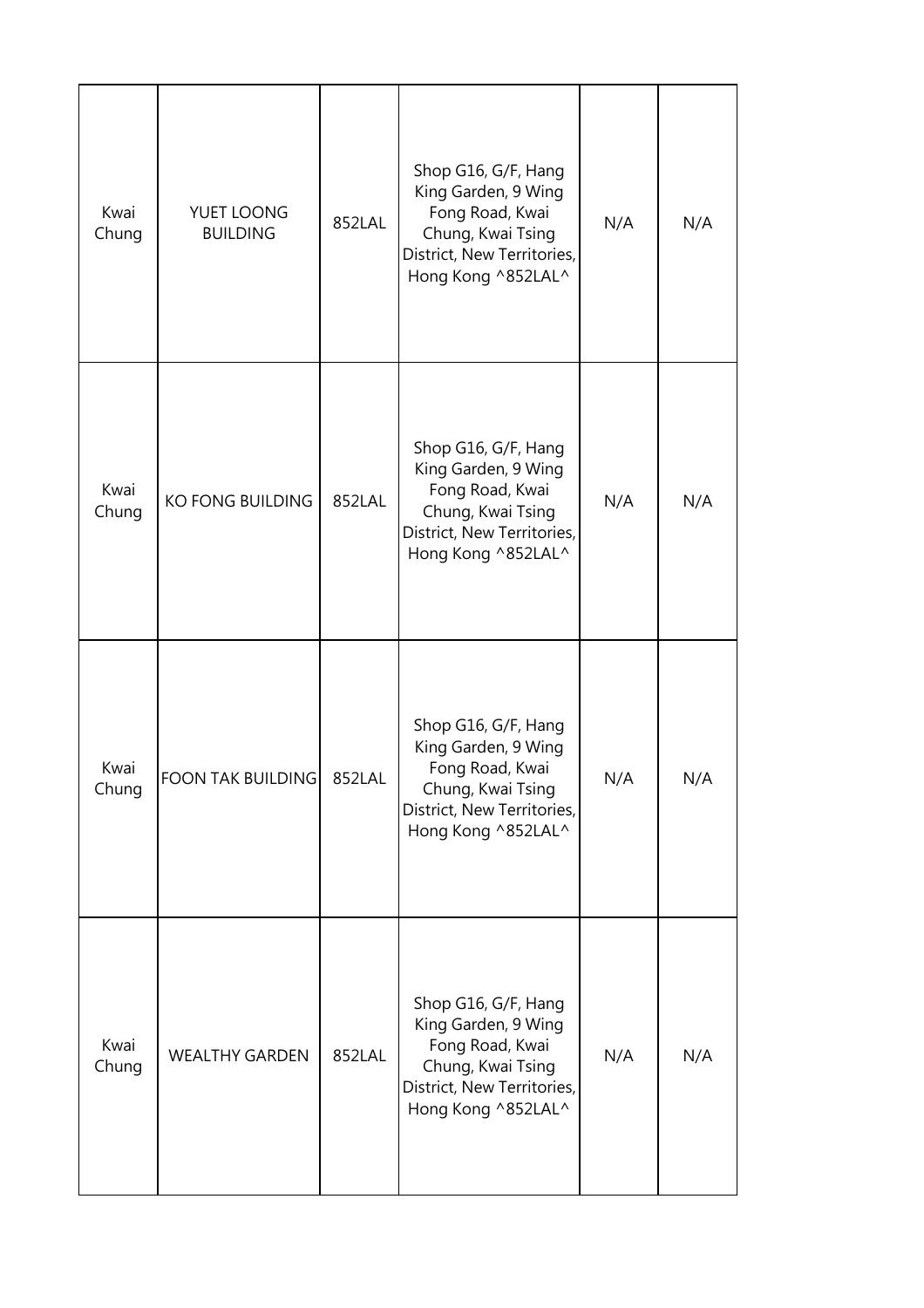| | | | | | |
|---|---|---|---|---|---|
| Kwai Chung | YUET LOONG BUILDING | 852LAL | Shop G16, G/F, Hang King Garden, 9 Wing Fong Road, Kwai Chung, Kwai Tsing District, New Territories, Hong Kong ^852LAL^ | N/A | N/A |
| Kwai Chung | KO FONG BUILDING | 852LAL | Shop G16, G/F, Hang King Garden, 9 Wing Fong Road, Kwai Chung, Kwai Tsing District, New Territories, Hong Kong ^852LAL^ | N/A | N/A |
| Kwai Chung | FOON TAK BUILDING | 852LAL | Shop G16, G/F, Hang King Garden, 9 Wing Fong Road, Kwai Chung, Kwai Tsing District, New Territories, Hong Kong ^852LAL^ | N/A | N/A |
| Kwai Chung | WEALTHY GARDEN | 852LAL | Shop G16, G/F, Hang King Garden, 9 Wing Fong Road, Kwai Chung, Kwai Tsing District, New Territories, Hong Kong ^852LAL^ | N/A | N/A |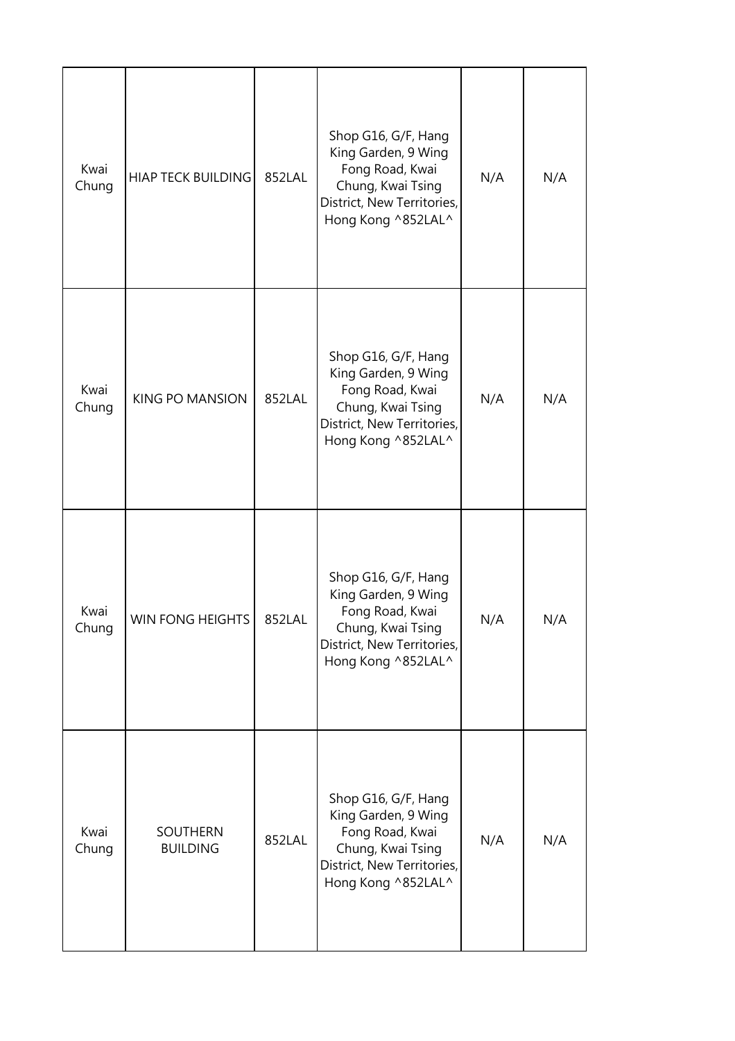| | | | | | |
|---|---|---|---|---|---|
| Kwai Chung | HIAP TECK BUILDING | 852LAL | Shop G16, G/F, Hang King Garden, 9 Wing Fong Road, Kwai Chung, Kwai Tsing District, New Territories, Hong Kong ^852LAL^ | N/A | N/A |
| Kwai Chung | KING PO MANSION | 852LAL | Shop G16, G/F, Hang King Garden, 9 Wing Fong Road, Kwai Chung, Kwai Tsing District, New Territories, Hong Kong ^852LAL^ | N/A | N/A |
| Kwai Chung | WIN FONG HEIGHTS | 852LAL | Shop G16, G/F, Hang King Garden, 9 Wing Fong Road, Kwai Chung, Kwai Tsing District, New Territories, Hong Kong ^852LAL^ | N/A | N/A |
| Kwai Chung | SOUTHERN BUILDING | 852LAL | Shop G16, G/F, Hang King Garden, 9 Wing Fong Road, Kwai Chung, Kwai Tsing District, New Territories, Hong Kong ^852LAL^ | N/A | N/A |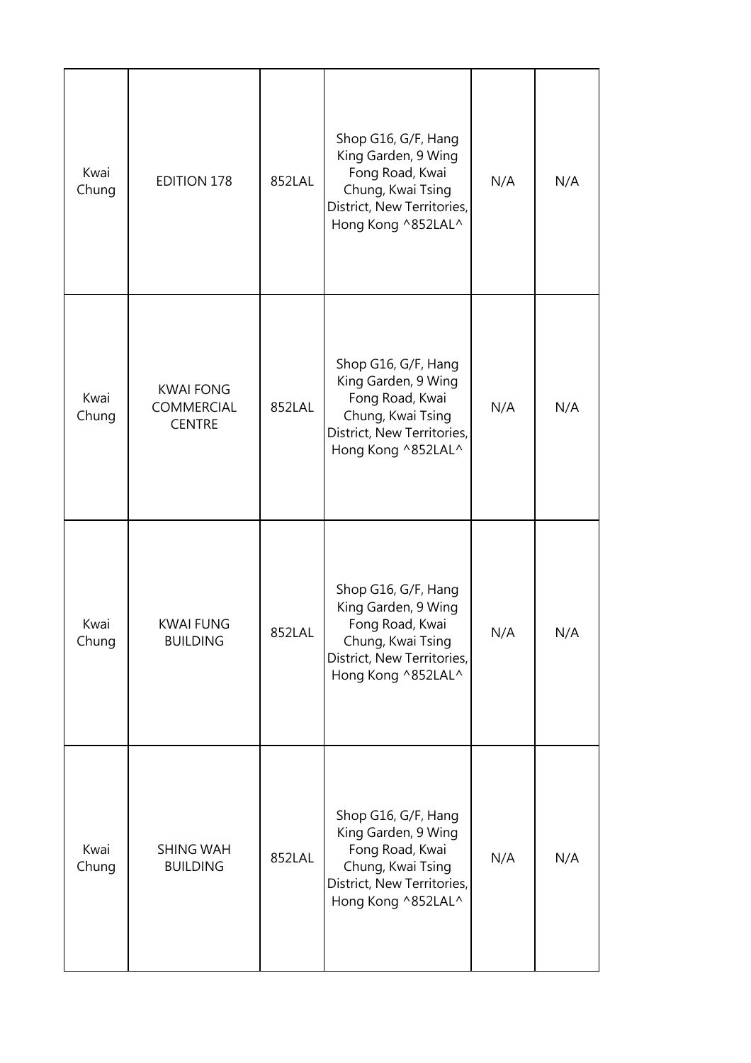| | | | | | |
|---|---|---|---|---|---|
| Kwai Chung | EDITION 178 | 852LAL | Shop G16, G/F, Hang King Garden, 9 Wing Fong Road, Kwai Chung, Kwai Tsing District, New Territories, Hong Kong ^852LAL^ | N/A | N/A |
| Kwai Chung | KWAI FONG COMMERCIAL CENTRE | 852LAL | Shop G16, G/F, Hang King Garden, 9 Wing Fong Road, Kwai Chung, Kwai Tsing District, New Territories, Hong Kong ^852LAL^ | N/A | N/A |
| Kwai Chung | KWAI FUNG BUILDING | 852LAL | Shop G16, G/F, Hang King Garden, 9 Wing Fong Road, Kwai Chung, Kwai Tsing District, New Territories, Hong Kong ^852LAL^ | N/A | N/A |
| Kwai Chung | SHING WAH BUILDING | 852LAL | Shop G16, G/F, Hang King Garden, 9 Wing Fong Road, Kwai Chung, Kwai Tsing District, New Territories, Hong Kong ^852LAL^ | N/A | N/A |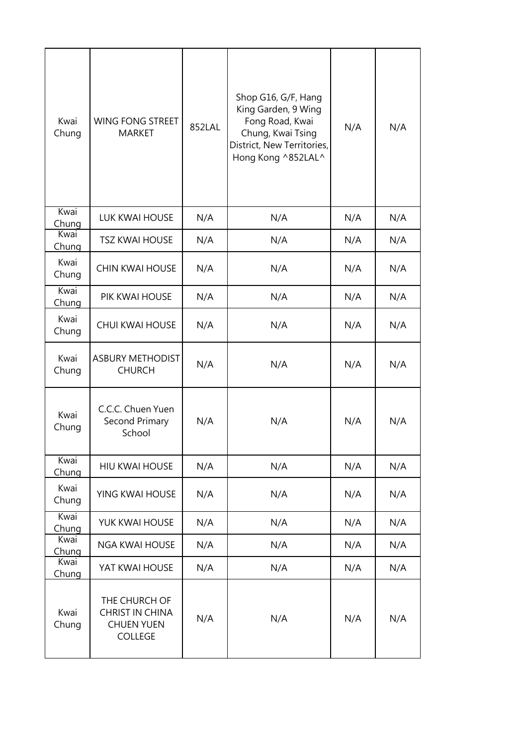| Kwai Chung | WING FONG STREET MARKET | 852LAL | Shop G16, G/F, Hang King Garden, 9 Wing Fong Road, Kwai Chung, Kwai Tsing District, New Territories, Hong Kong ^852LAL^ | N/A | N/A |
|---|---|---|---|---|---|
| Kwai Chung | LUK KWAI HOUSE | N/A | N/A | N/A | N/A |
| Kwai Chung | TSZ KWAI HOUSE | N/A | N/A | N/A | N/A |
| Kwai Chung | CHIN KWAI HOUSE | N/A | N/A | N/A | N/A |
| Kwai Chung | PIK KWAI HOUSE | N/A | N/A | N/A | N/A |
| Kwai Chung | CHUI KWAI HOUSE | N/A | N/A | N/A | N/A |
| Kwai Chung | ASBURY METHODIST CHURCH | N/A | N/A | N/A | N/A |
| Kwai Chung | C.C.C. Chuen Yuen Second Primary School | N/A | N/A | N/A | N/A |
| Kwai Chung | HIU KWAI HOUSE | N/A | N/A | N/A | N/A |
| Kwai Chung | YING KWAI HOUSE | N/A | N/A | N/A | N/A |
| Kwai Chung | YUK KWAI HOUSE | N/A | N/A | N/A | N/A |
| Kwai Chung | NGA KWAI HOUSE | N/A | N/A | N/A | N/A |
| Kwai Chung | YAT KWAI HOUSE | N/A | N/A | N/A | N/A |
| Kwai Chung | THE CHURCH OF CHRIST IN CHINA CHUEN YUEN COLLEGE | N/A | N/A | N/A | N/A |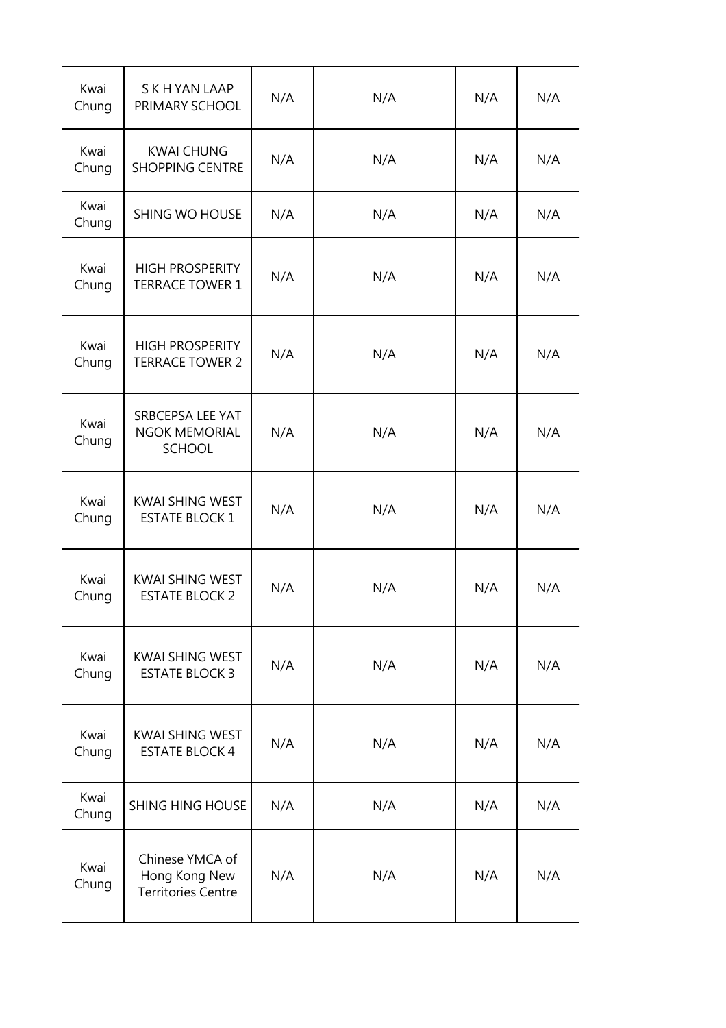| | | | | | |
|---|---|---|---|---|---|
| Kwai Chung | S K H YAN LAAP PRIMARY SCHOOL | N/A | N/A | N/A | N/A |
| Kwai Chung | KWAI CHUNG SHOPPING CENTRE | N/A | N/A | N/A | N/A |
| Kwai Chung | SHING WO HOUSE | N/A | N/A | N/A | N/A |
| Kwai Chung | HIGH PROSPERITY TERRACE TOWER 1 | N/A | N/A | N/A | N/A |
| Kwai Chung | HIGH PROSPERITY TERRACE TOWER 2 | N/A | N/A | N/A | N/A |
| Kwai Chung | SRBCEPSA LEE YAT NGOK MEMORIAL SCHOOL | N/A | N/A | N/A | N/A |
| Kwai Chung | KWAI SHING WEST ESTATE BLOCK 1 | N/A | N/A | N/A | N/A |
| Kwai Chung | KWAI SHING WEST ESTATE BLOCK 2 | N/A | N/A | N/A | N/A |
| Kwai Chung | KWAI SHING WEST ESTATE BLOCK 3 | N/A | N/A | N/A | N/A |
| Kwai Chung | KWAI SHING WEST ESTATE BLOCK 4 | N/A | N/A | N/A | N/A |
| Kwai Chung | SHING HING HOUSE | N/A | N/A | N/A | N/A |
| Kwai Chung | Chinese YMCA of Hong Kong New Territories Centre | N/A | N/A | N/A | N/A |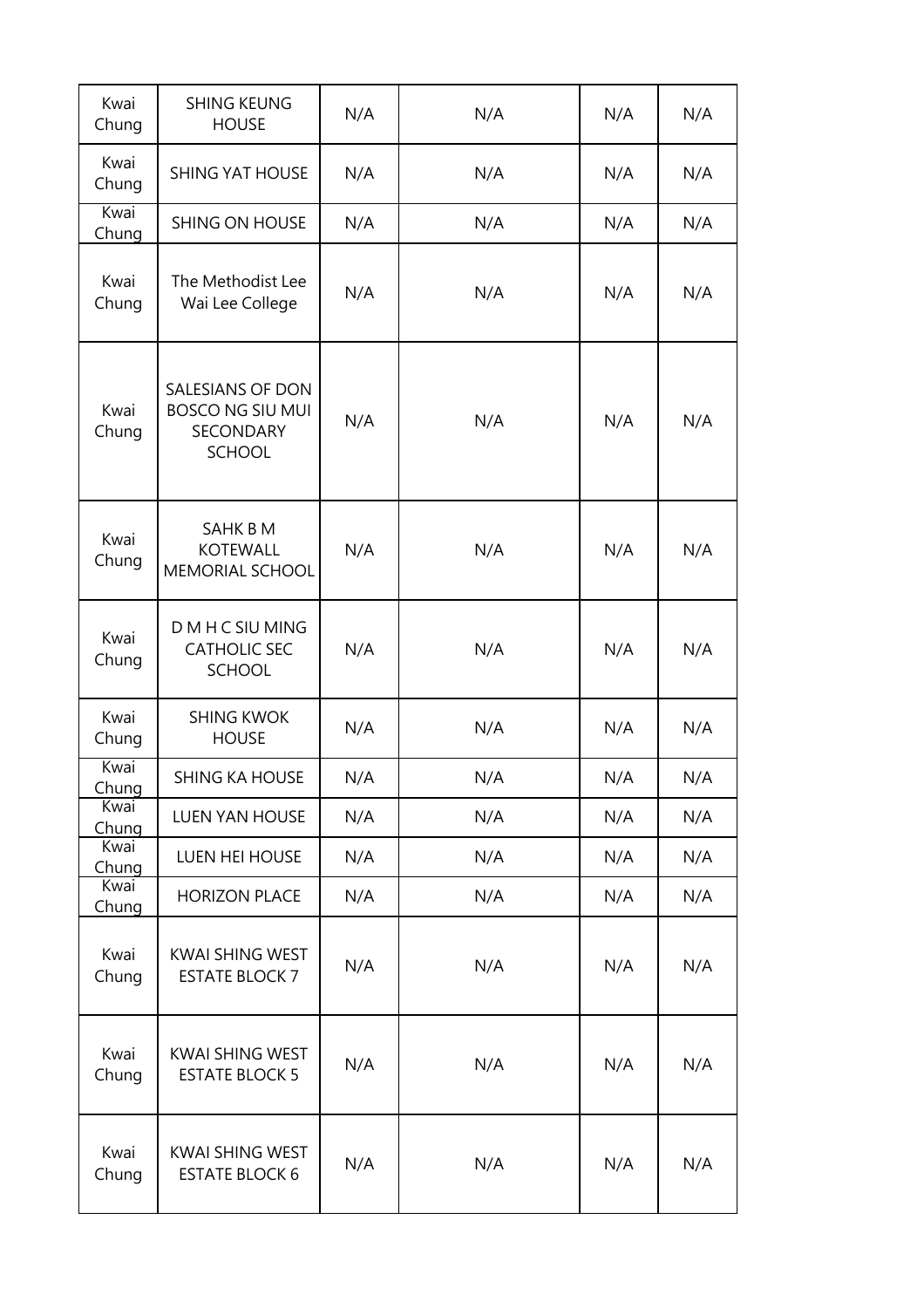| | | | | | |
|---|---|---|---|---|---|
| Kwai Chung | SHING KEUNG HOUSE | N/A | N/A | N/A | N/A |
| Kwai Chung | SHING YAT HOUSE | N/A | N/A | N/A | N/A |
| Kwai Chung | SHING ON HOUSE | N/A | N/A | N/A | N/A |
| Kwai Chung | The Methodist Lee Wai Lee College | N/A | N/A | N/A | N/A |
| Kwai Chung | SALESIANS OF DON BOSCO NG SIU MUI SECONDARY SCHOOL | N/A | N/A | N/A | N/A |
| Kwai Chung | SAHK B M KOTEWALL MEMORIAL SCHOOL | N/A | N/A | N/A | N/A |
| Kwai Chung | D M H C SIU MING CATHOLIC SEC SCHOOL | N/A | N/A | N/A | N/A |
| Kwai Chung | SHING KWOK HOUSE | N/A | N/A | N/A | N/A |
| Kwai Chung | SHING KA HOUSE | N/A | N/A | N/A | N/A |
| Kwai Chung | LUEN YAN HOUSE | N/A | N/A | N/A | N/A |
| Kwai Chung | LUEN HEI HOUSE | N/A | N/A | N/A | N/A |
| Kwai Chung | HORIZON PLACE | N/A | N/A | N/A | N/A |
| Kwai Chung | KWAI SHING WEST ESTATE BLOCK 7 | N/A | N/A | N/A | N/A |
| Kwai Chung | KWAI SHING WEST ESTATE BLOCK 5 | N/A | N/A | N/A | N/A |
| Kwai Chung | KWAI SHING WEST ESTATE BLOCK 6 | N/A | N/A | N/A | N/A |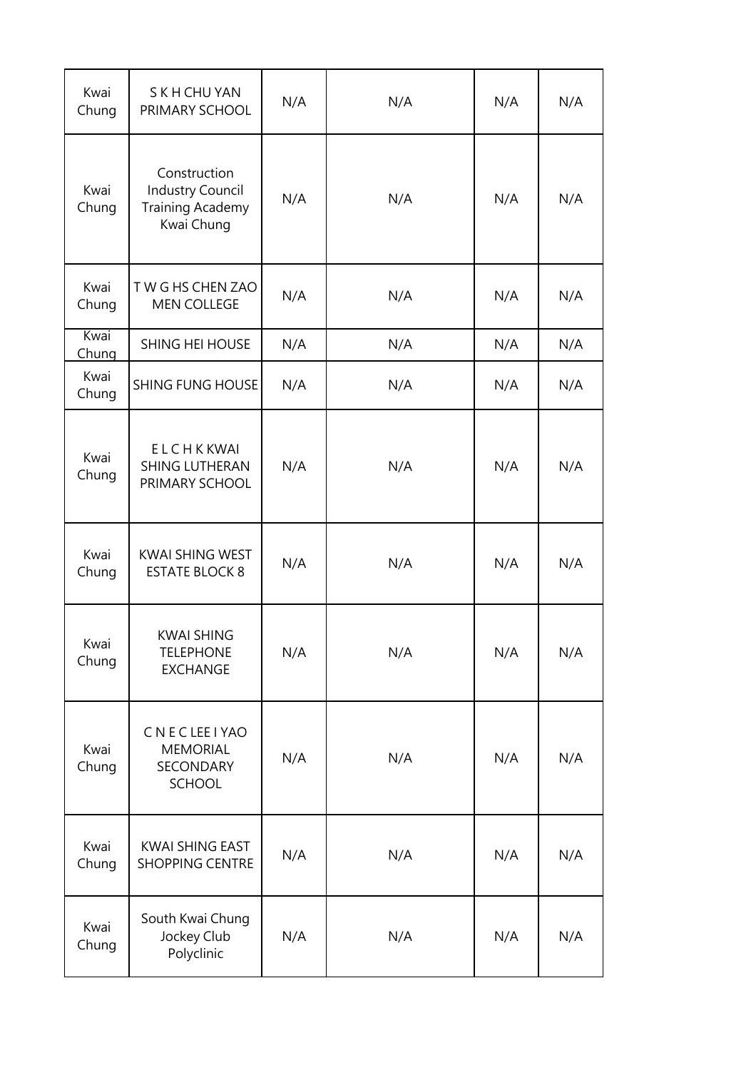| | | | | | |
|---|---|---|---|---|---|
| Kwai Chung | S K H CHU YAN PRIMARY SCHOOL | N/A | N/A | N/A | N/A |
| Kwai Chung | Construction Industry Council Training Academy Kwai Chung | N/A | N/A | N/A | N/A |
| Kwai Chung | T W G HS CHEN ZAO MEN COLLEGE | N/A | N/A | N/A | N/A |
| Kwai Chung | SHING HEI HOUSE | N/A | N/A | N/A | N/A |
| Kwai Chung | SHING FUNG HOUSE | N/A | N/A | N/A | N/A |
| Kwai Chung | E L C H K KWAI SHING LUTHERAN PRIMARY SCHOOL | N/A | N/A | N/A | N/A |
| Kwai Chung | KWAI SHING WEST ESTATE BLOCK 8 | N/A | N/A | N/A | N/A |
| Kwai Chung | KWAI SHING TELEPHONE EXCHANGE | N/A | N/A | N/A | N/A |
| Kwai Chung | C N E C LEE I YAO MEMORIAL SECONDARY SCHOOL | N/A | N/A | N/A | N/A |
| Kwai Chung | KWAI SHING EAST SHOPPING CENTRE | N/A | N/A | N/A | N/A |
| Kwai Chung | South Kwai Chung Jockey Club Polyclinic | N/A | N/A | N/A | N/A |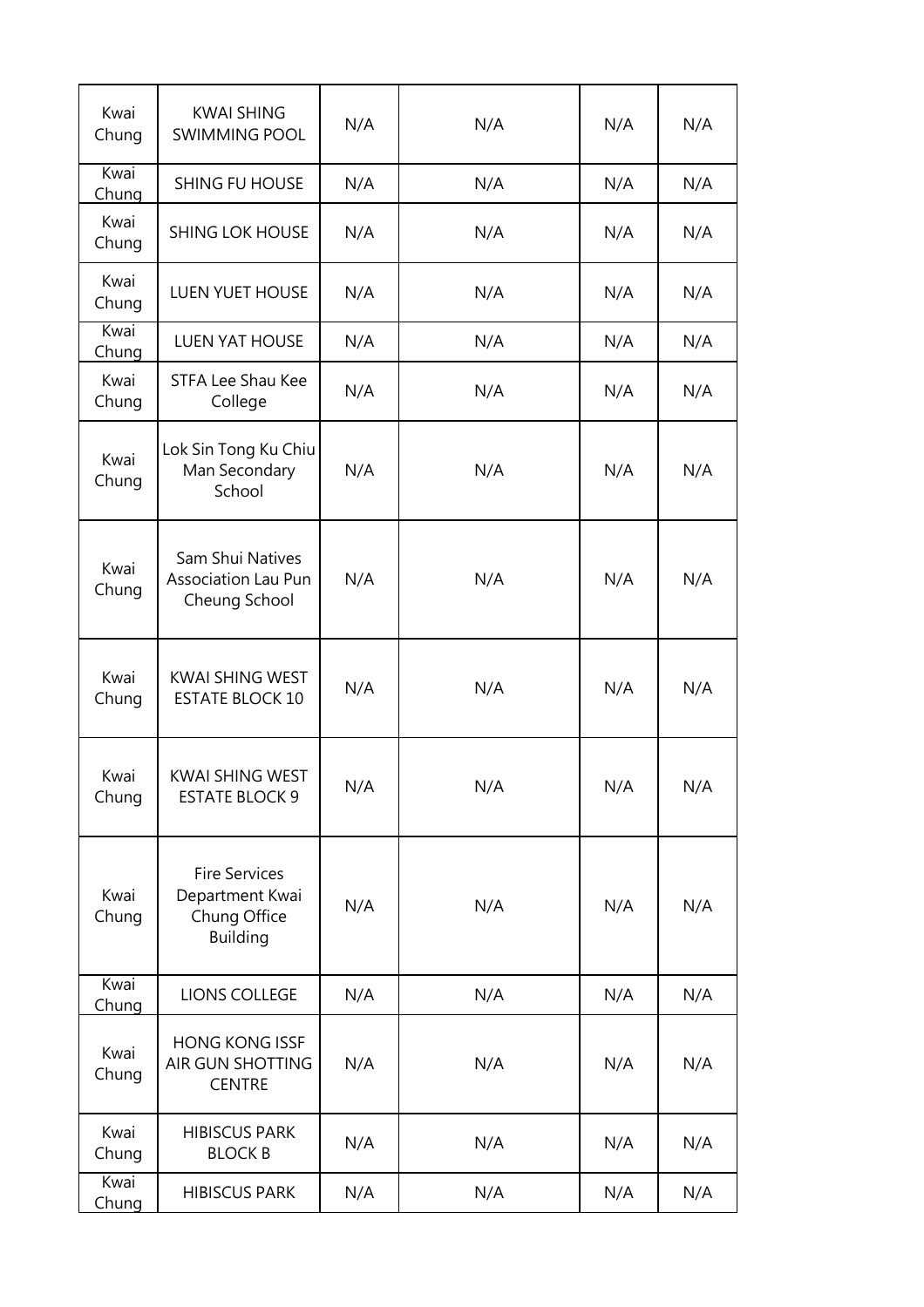| Kwai Chung | KWAI SHING SWIMMING POOL | N/A | N/A | N/A | N/A |
|---|---|---|---|---|---|
| Kwai Chung | SHING FU HOUSE | N/A | N/A | N/A | N/A |
| Kwai Chung | SHING LOK HOUSE | N/A | N/A | N/A | N/A |
| Kwai Chung | LUEN YUET HOUSE | N/A | N/A | N/A | N/A |
| Kwai Chung | LUEN YAT HOUSE | N/A | N/A | N/A | N/A |
| Kwai Chung | STFA Lee Shau Kee College | N/A | N/A | N/A | N/A |
| Kwai Chung | Lok Sin Tong Ku Chiu Man Secondary School | N/A | N/A | N/A | N/A |
| Kwai Chung | Sam Shui Natives Association Lau Pun Cheung School | N/A | N/A | N/A | N/A |
| Kwai Chung | KWAI SHING WEST ESTATE BLOCK 10 | N/A | N/A | N/A | N/A |
| Kwai Chung | KWAI SHING WEST ESTATE BLOCK 9 | N/A | N/A | N/A | N/A |
| Kwai Chung | Fire Services Department Kwai Chung Office Building | N/A | N/A | N/A | N/A |
| Kwai Chung | LIONS COLLEGE | N/A | N/A | N/A | N/A |
| Kwai Chung | HONG KONG ISSF AIR GUN SHOTTING CENTRE | N/A | N/A | N/A | N/A |
| Kwai Chung | HIBISCUS PARK BLOCK B | N/A | N/A | N/A | N/A |
| Kwai Chung | HIBISCUS PARK | N/A | N/A | N/A | N/A |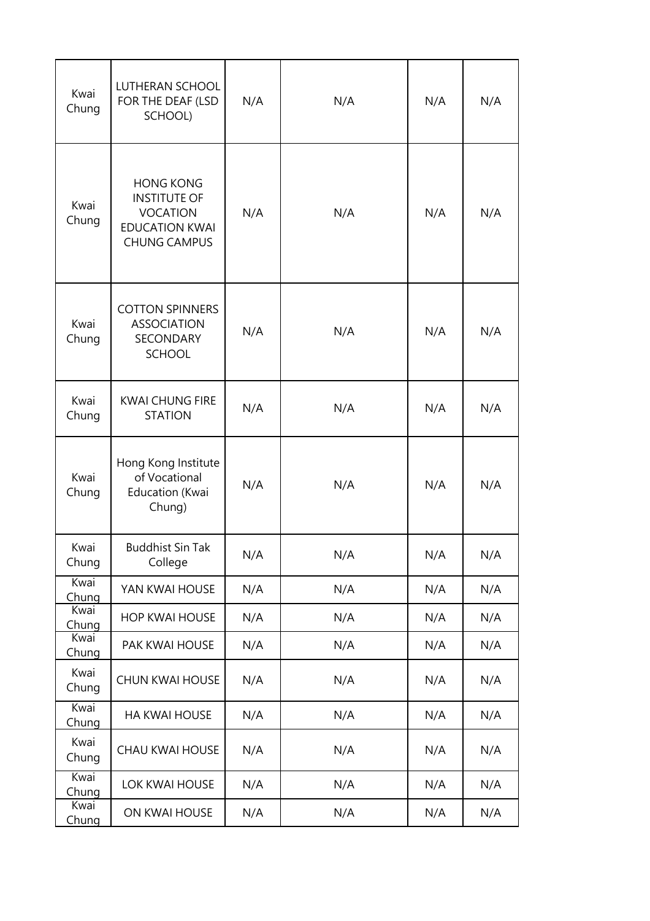| | | | | | |
|---|---|---|---|---|---|
| Kwai Chung | LUTHERAN SCHOOL FOR THE DEAF (LSD SCHOOL) | N/A | N/A | N/A | N/A |
| Kwai Chung | HONG KONG INSTITUTE OF VOCATION EDUCATION KWAI CHUNG CAMPUS | N/A | N/A | N/A | N/A |
| Kwai Chung | COTTON SPINNERS ASSOCIATION SECONDARY SCHOOL | N/A | N/A | N/A | N/A |
| Kwai Chung | KWAI CHUNG FIRE STATION | N/A | N/A | N/A | N/A |
| Kwai Chung | Hong Kong Institute of Vocational Education (Kwai Chung) | N/A | N/A | N/A | N/A |
| Kwai Chung | Buddhist Sin Tak College | N/A | N/A | N/A | N/A |
| Kwai Chung | YAN KWAI HOUSE | N/A | N/A | N/A | N/A |
| Kwai Chung | HOP KWAI HOUSE | N/A | N/A | N/A | N/A |
| Kwai Chung | PAK KWAI HOUSE | N/A | N/A | N/A | N/A |
| Kwai Chung | CHUN KWAI HOUSE | N/A | N/A | N/A | N/A |
| Kwai Chung | HA KWAI HOUSE | N/A | N/A | N/A | N/A |
| Kwai Chung | CHAU KWAI HOUSE | N/A | N/A | N/A | N/A |
| Kwai Chung | LOK KWAI HOUSE | N/A | N/A | N/A | N/A |
| Kwai Chung | ON KWAI HOUSE | N/A | N/A | N/A | N/A |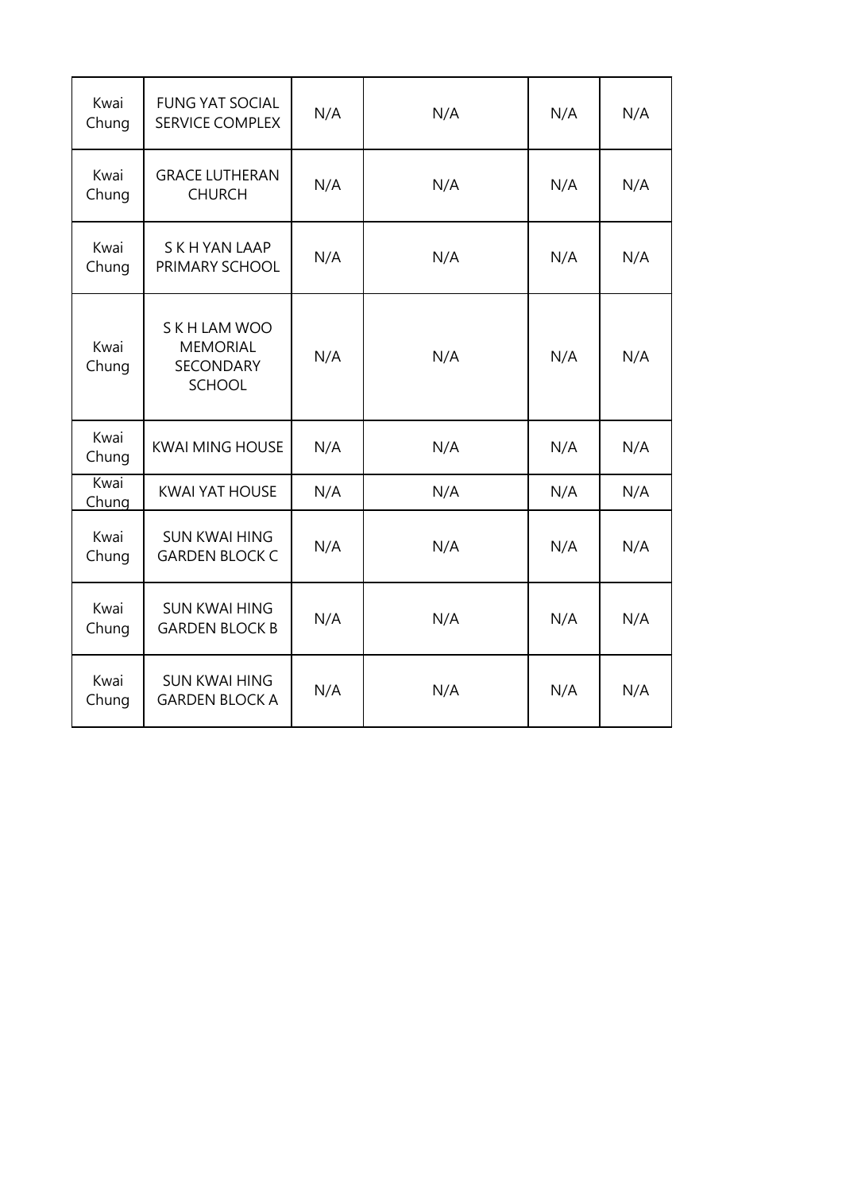| | | | | | |
|---|---|---|---|---|---|
| Kwai Chung | FUNG YAT SOCIAL SERVICE COMPLEX | N/A | N/A | N/A | N/A |
| Kwai Chung | GRACE LUTHERAN CHURCH | N/A | N/A | N/A | N/A |
| Kwai Chung | S K H YAN LAAP PRIMARY SCHOOL | N/A | N/A | N/A | N/A |
| Kwai Chung | S K H LAM WOO MEMORIAL SECONDARY SCHOOL | N/A | N/A | N/A | N/A |
| Kwai Chung | KWAI MING HOUSE | N/A | N/A | N/A | N/A |
| Kwai Chung | KWAI YAT HOUSE | N/A | N/A | N/A | N/A |
| Kwai Chung | SUN KWAI HING GARDEN BLOCK C | N/A | N/A | N/A | N/A |
| Kwai Chung | SUN KWAI HING GARDEN BLOCK B | N/A | N/A | N/A | N/A |
| Kwai Chung | SUN KWAI HING GARDEN BLOCK A | N/A | N/A | N/A | N/A |